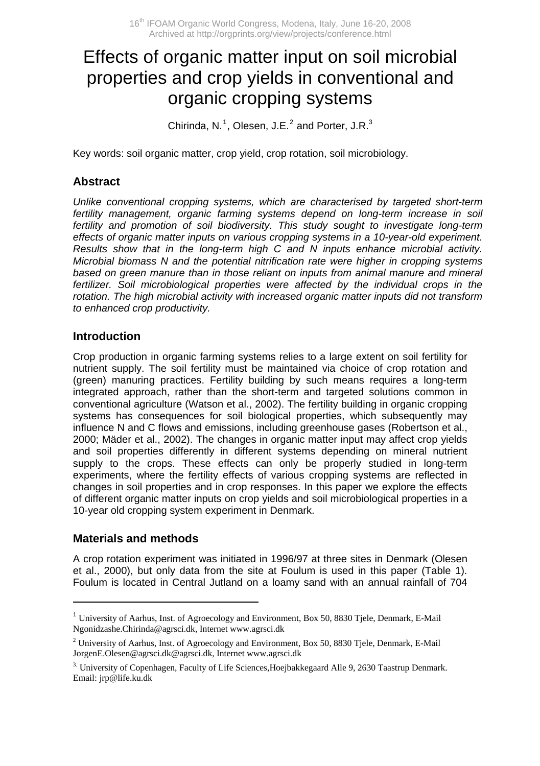# Effects of organic matter input on soil microbial properties and crop yields in conventional and organic cropping systems

Chirinda, N.[1], Olesen, J.E.[2] and Porter, J.R.[3]

Key words: soil organic matter, crop yield, crop rotation, soil microbiology.

## Abstract

*Unlike conventional cropping systems, which are characterised by targeted short-term fertility management, organic farming systems depend on long-term increase in soil fertility and promotion of soil biodiversity. This study sought to investigate long-term effects of organic matter inputs on various cropping systems in a 10-year-old experiment. Results show that in the long-term high C and N inputs enhance microbial activity. Microbial biomass N and the potential nitrification rate were higher in cropping systems based on green manure than in those reliant on inputs from animal manure and mineral fertilizer. Soil microbiological properties were affected by the individual crops in the rotation. The high microbial activity with increased organic matter inputs did not transform to enhanced crop productivity.*

## Introduction

Crop production in organic farming systems relies to a large extent on soil fertility for nutrient supply. The soil fertility must be maintained via choice of crop rotation and (green) manuring practices. Fertility building by such means requires a long-term integrated approach, rather than the short-term and targeted solutions common in conventional agriculture (Watson et al., 2002). The fertility building in organic cropping systems has consequences for soil biological properties, which subsequently may influence N and C flows and emissions, including greenhouse gases (Robertson et al., 2000; Mäder et al., 2002). The changes in organic matter input may affect crop yields and soil properties differently in different systems depending on mineral nutrient supply to the crops. These effects can only be properly studied in long-term experiments, where the fertility effects of various cropping systems are reflected in changes in soil properties and in crop responses. In this paper we explore the effects of different organic matter inputs on crop yields and soil microbiological properties in a 10-year old cropping system experiment in Denmark.

## Materials and methods

A crop rotation experiment was initiated in 1996/97 at three sites in Denmark (Olesen et al., 2000), but only data from the site at Foulum is used in this paper (Table 1). Foulum is located in Central Jutland on a loamy sand with an annual rainfall of 704

---

[1] University of Aarhus, Inst. of Agroecology and Environment, Box 50, 8830 Tjele, Denmark, E-Mail Ngonidzashe.Chirinda@agrsci.dk, Internet www.agrsci.dk

[2] University of Aarhus, Inst. of Agroecology and Environment, Box 50, 8830 Tjele, Denmark, E-Mail JorgenE.Olesen@agrsci.dk@agrsci.dk, Internet www.agrsci.dk

[3] University of Copenhagen, Faculty of Life Sciences,Hoejbakkegaard Alle 9, 2630 Taastrup Denmark. Email: jrp@life.ku.dk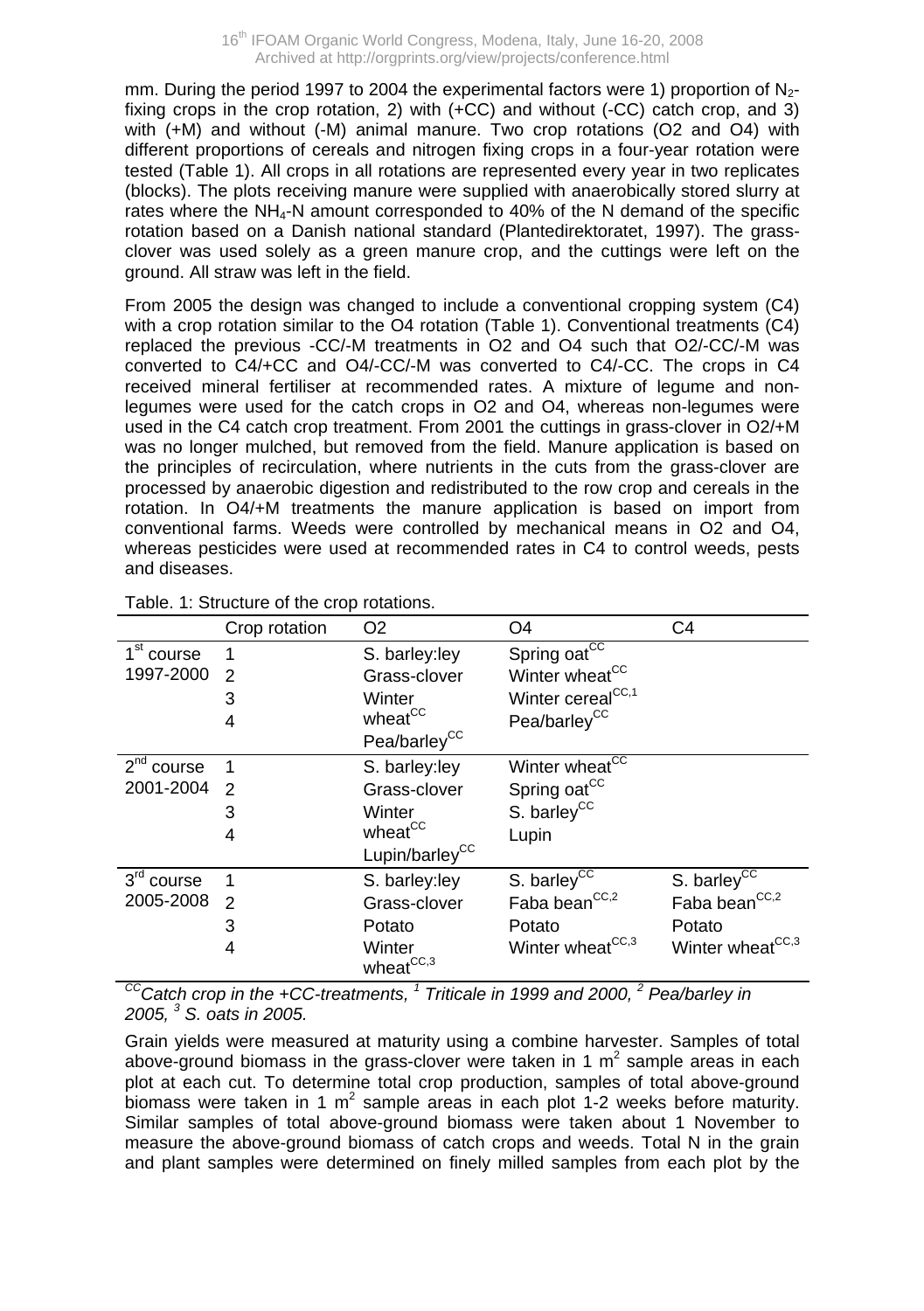mm. During the period 1997 to 2004 the experimental factors were 1) proportion of $N_2$-fixing crops in the crop rotation, 2) with (+CC) and without (-CC) catch crop, and 3) with (+M) and without (-M) animal manure. Two crop rotations (O2 and O4) with different proportions of cereals and nitrogen fixing crops in a four-year rotation were tested (Table 1). All crops in all rotations are represented every year in two replicates (blocks). The plots receiving manure were supplied with anaerobically stored slurry at rates where the $NH_4$-N amount corresponded to 40% of the N demand of the specific rotation based on a Danish national standard (Plantedirektoratet, 1997). The grass-clover was used solely as a green manure crop, and the cuttings were left on the ground. All straw was left in the field.

From 2005 the design was changed to include a conventional cropping system (C4) with a crop rotation similar to the O4 rotation (Table 1). Conventional treatments (C4) replaced the previous -CC/-M treatments in O2 and O4 such that O2/-CC/-M was converted to C4/+CC and O4/-CC/-M was converted to C4/-CC. The crops in C4 received mineral fertiliser at recommended rates. A mixture of legume and non-legumes were used for the catch crops in O2 and O4, whereas non-legumes were used in the C4 catch crop treatment. From 2001 the cuttings in grass-clover in O2/+M was no longer mulched, but removed from the field. Manure application is based on the principles of recirculation, where nutrients in the cuts from the grass-clover are processed by anaerobic digestion and redistributed to the row crop and cereals in the rotation. In O4/+M treatments the manure application is based on import from conventional farms. Weeds were controlled by mechanical means in O2 and O4, whereas pesticides were used at recommended rates in C4 to control weeds, pests and diseases.

Table. 1: Structure of the crop rotations.

| | Crop rotation | O2 | O4 | C4 |
|---|---|---|---|---|
| 1st course 1997-2000 | 1 | S. barley:ley | Spring oat[CC] | |
| | 2 | Grass-clover | Winter wheat[CC] | |
| | 3 | Winter wheat[CC] | Winter cereal[CC,1] | |
| | 4 | Pea/barley[CC] | Pea/barley[CC] | |
| 2nd course 2001-2004 | 1 | S. barley:ley | Winter wheat[CC] | |
| | 2 | Grass-clover | Spring oat[CC] | |
| | 3 | Winter wheat[CC] | S. barley[CC] | |
| | 4 | Lupin/barley[CC] | Lupin | |
| 3rd course 2005-2008 | 1 | S. barley:ley | S. barley[CC] | S. barley[CC] |
| | 2 | Grass-clover | Faba bean[CC,2] | Faba bean[CC,2] |
| | 3 | Potato | Potato | Potato |
| | 4 | Winter wheat[CC,3] | Winter wheat[CC,3] | Winter wheat[CC,3] |

*[CC]Catch crop in the +CC-treatments, [1] Triticale in 1999 and 2000, [2] Pea/barley in 2005, [3] S. oats in 2005.*

Grain yields were measured at maturity using a combine harvester. Samples of total above-ground biomass in the grass-clover were taken in 1 $m^2$ sample areas in each plot at each cut. To determine total crop production, samples of total above-ground biomass were taken in 1 $m^2$ sample areas in each plot 1-2 weeks before maturity. Similar samples of total above-ground biomass were taken about 1 November to measure the above-ground biomass of catch crops and weeds. Total N in the grain and plant samples were determined on finely milled samples from each plot by the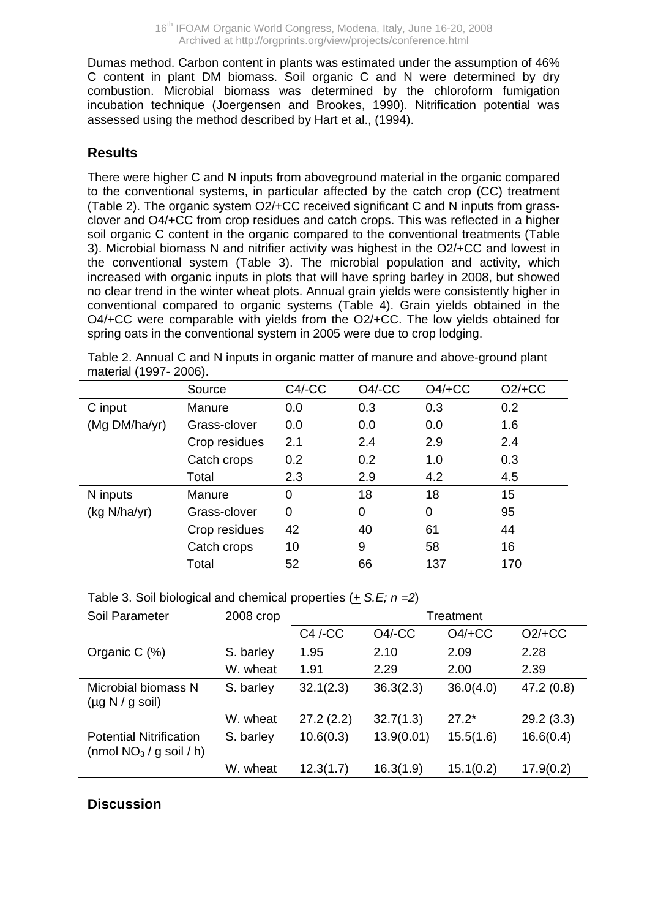Dumas method. Carbon content in plants was estimated under the assumption of 46% C content in plant DM biomass. Soil organic C and N were determined by dry combustion. Microbial biomass was determined by the chloroform fumigation incubation technique (Joergensen and Brookes, 1990). Nitrification potential was assessed using the method described by Hart et al., (1994).

## Results

There were higher C and N inputs from aboveground material in the organic compared to the conventional systems, in particular affected by the catch crop (CC) treatment (Table 2). The organic system O2/+CC received significant C and N inputs from grass-clover and O4/+CC from crop residues and catch crops. This was reflected in a higher soil organic C content in the organic compared to the conventional treatments (Table 3). Microbial biomass N and nitrifier activity was highest in the O2/+CC and lowest in the conventional system (Table 3). The microbial population and activity, which increased with organic inputs in plots that will have spring barley in 2008, but showed no clear trend in the winter wheat plots. Annual grain yields were consistently higher in conventional compared to organic systems (Table 4). Grain yields obtained in the O4/+CC were comparable with yields from the O2/+CC. The low yields obtained for spring oats in the conventional system in 2005 were due to crop lodging.

Table 2. Annual C and N inputs in organic matter of manure and above-ground plant material (1997- 2006).

| | Source | C4/-CC | O4/-CC | O4/+CC | O2/+CC |
|---|---|---|---|---|---|
| C input | Manure | 0.0 | 0.3 | 0.3 | 0.2 |
| (Mg DM/ha/yr) | Grass-clover | 0.0 | 0.0 | 0.0 | 1.6 |
| | Crop residues | 2.1 | 2.4 | 2.9 | 2.4 |
| | Catch crops | 0.2 | 0.2 | 1.0 | 0.3 |
| | Total | 2.3 | 2.9 | 4.2 | 4.5 |
| N inputs | Manure | 0 | 18 | 18 | 15 |
| (kg N/ha/yr) | Grass-clover | 0 | 0 | 0 | 95 |
| | Crop residues | 42 | 40 | 61 | 44 |
| | Catch crops | 10 | 9 | 58 | 16 |
| | Total | 52 | 66 | 137 | 170 |

Table 3. Soil biological and chemical properties (+ *S.E; n =2*)

| Soil Parameter | 2008 crop | Treatment | | | |
|---|---|---|---|---|---|
| | | C4 /-CC | O4/-CC | O4/+CC | O2/+CC |
| Organic C (%) | S. barley | 1.95 | 2.10 | 2.09 | 2.28 |
| | W. wheat | 1.91 | 2.29 | 2.00 | 2.39 |
| Microbial biomass N (µg N / g soil) | S. barley | 32.1(2.3) | 36.3(2.3) | 36.0(4.0) | 47.2 (0.8) |
| | W. wheat | 27.2 (2.2) | 32.7(1.3) | 27.2* | 29.2 (3.3) |
| Potential Nitrification (nmol $NO_3$ / g soil / h) | S. barley | 10.6(0.3) | 13.9(0.01) | 15.5(1.6) | 16.6(0.4) |
| | W. wheat | 12.3(1.7) | 16.3(1.9) | 15.1(0.2) | 17.9(0.2) |

## Discussion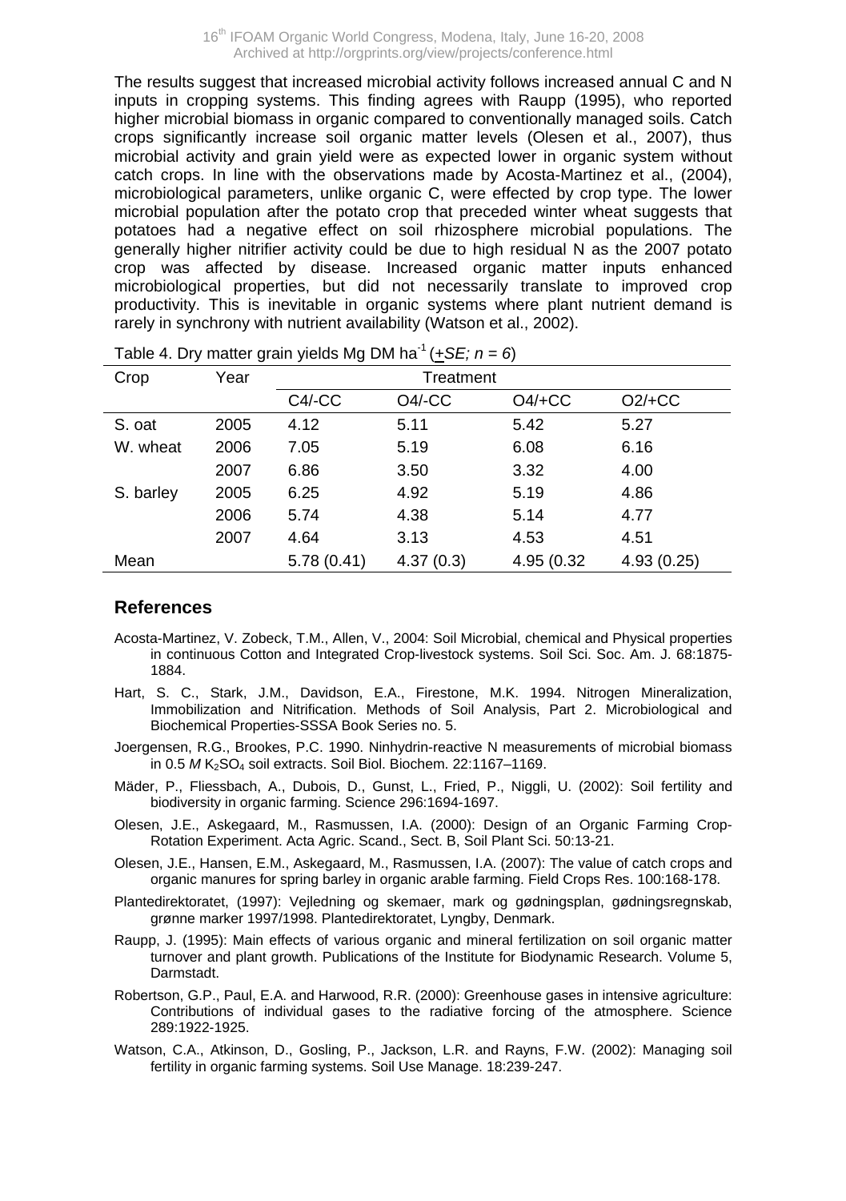The results suggest that increased microbial activity follows increased annual C and N inputs in cropping systems. This finding agrees with Raupp (1995), who reported higher microbial biomass in organic compared to conventionally managed soils. Catch crops significantly increase soil organic matter levels (Olesen et al., 2007), thus microbial activity and grain yield were as expected lower in organic system without catch crops. In line with the observations made by Acosta-Martinez et al., (2004), microbiological parameters, unlike organic C, were effected by crop type. The lower microbial population after the potato crop that preceded winter wheat suggests that potatoes had a negative effect on soil rhizosphere microbial populations. The generally higher nitrifier activity could be due to high residual N as the 2007 potato crop was affected by disease. Increased organic matter inputs enhanced microbiological properties, but did not necessarily translate to improved crop productivity. This is inevitable in organic systems where plant nutrient demand is rarely in synchrony with nutrient availability (Watson et al., 2002).

Table 4. Dry matter grain yields Mg DM $ha^{-1}$ (±*SE; n = 6*)

| Crop | Year | Treatment | | | |
|---|---|---|---|---|---|
| | | C4/-CC | O4/-CC | O4/+CC | O2/+CC |
| S. oat | 2005 | 4.12 | 5.11 | 5.42 | 5.27 |
| W. wheat | 2006 | 7.05 | 5.19 | 6.08 | 6.16 |
| | 2007 | 6.86 | 3.50 | 3.32 | 4.00 |
| S. barley | 2005 | 6.25 | 4.92 | 5.19 | 4.86 |
| | 2006 | 5.74 | 4.38 | 5.14 | 4.77 |
| | 2007 | 4.64 | 3.13 | 4.53 | 4.51 |
| Mean | | 5.78 (0.41) | 4.37 (0.3) | 4.95 (0.32 | 4.93 (0.25) |

## References

Acosta-Martinez, V. Zobeck, T.M., Allen, V., 2004: Soil Microbial, chemical and Physical properties in continuous Cotton and Integrated Crop-livestock systems. Soil Sci. Soc. Am. J. 68:1875-1884.

Hart, S. C., Stark, J.M., Davidson, E.A., Firestone, M.K. 1994. Nitrogen Mineralization, Immobilization and Nitrification. Methods of Soil Analysis, Part 2. Microbiological and Biochemical Properties-SSSA Book Series no. 5.

Joergensen, R.G., Brookes, P.C. 1990. Ninhydrin-reactive N measurements of microbial biomass in 0.5 *M* $K_2SO_4$ soil extracts. Soil Biol. Biochem. 22:1167–1169.

Mäder, P., Fliessbach, A., Dubois, D., Gunst, L., Fried, P., Niggli, U. (2002): Soil fertility and biodiversity in organic farming. Science 296:1694-1697.

Olesen, J.E., Askegaard, M., Rasmussen, I.A. (2000): Design of an Organic Farming Crop-Rotation Experiment. Acta Agric. Scand., Sect. B, Soil Plant Sci. 50:13-21.

Olesen, J.E., Hansen, E.M., Askegaard, M., Rasmussen, I.A. (2007): The value of catch crops and organic manures for spring barley in organic arable farming. Field Crops Res. 100:168-178.

Plantedirektoratet, (1997): Vejledning og skemaer, mark og gødningsplan, gødningsregnskab, grønne marker 1997/1998. Plantedirektoratet, Lyngby, Denmark.

Raupp, J. (1995): Main effects of various organic and mineral fertilization on soil organic matter turnover and plant growth. Publications of the Institute for Biodynamic Research. Volume 5, Darmstadt.

Robertson, G.P., Paul, E.A. and Harwood, R.R. (2000): Greenhouse gases in intensive agriculture: Contributions of individual gases to the radiative forcing of the atmosphere. Science 289:1922-1925.

Watson, C.A., Atkinson, D., Gosling, P., Jackson, L.R. and Rayns, F.W. (2002): Managing soil fertility in organic farming systems. Soil Use Manage. 18:239-247.